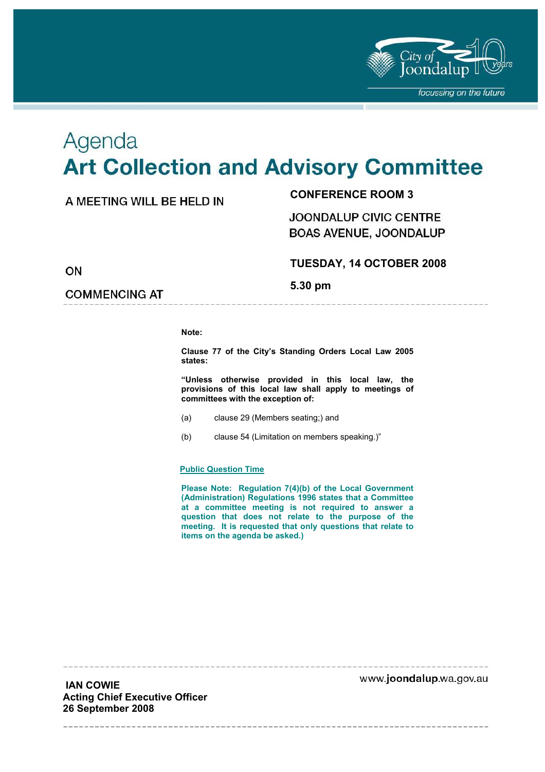# Agenda

# Art Collection and Advisory Committee

| | |
|---|---|
| A MEETING WILL BE HELD IN | **CONFERENCE ROOM 3** |
| | JOONDALUP CIVIC CENTRE<br>BOAS AVENUE, JOONDALUP |
| ON | **TUESDAY, 14 OCTOBER 2008** |
| COMMENCING AT | **5.30 pm** |

**Note:**

**Clause 77 of the City's Standing Orders Local Law 2005 states:**

**"Unless otherwise provided in this local law, the provisions of this local law shall apply to meetings of committees with the exception of:**

(a) clause 29 (Members seating;) and

(b) clause 54 (Limitation on members speaking.)"

**Public Question Time**

**Please Note: Regulation 7(4)(b) of the Local Government (Administration) Regulations 1996 states that a Committee at a committee meeting is not required to answer a question that does not relate to the purpose of the meeting. It is requested that only questions that relate to items on the agenda be asked.)**

**IAN COWIE**
**Acting Chief Executive Officer**
**26 September 2008**

www.joondalup.wa.gov.au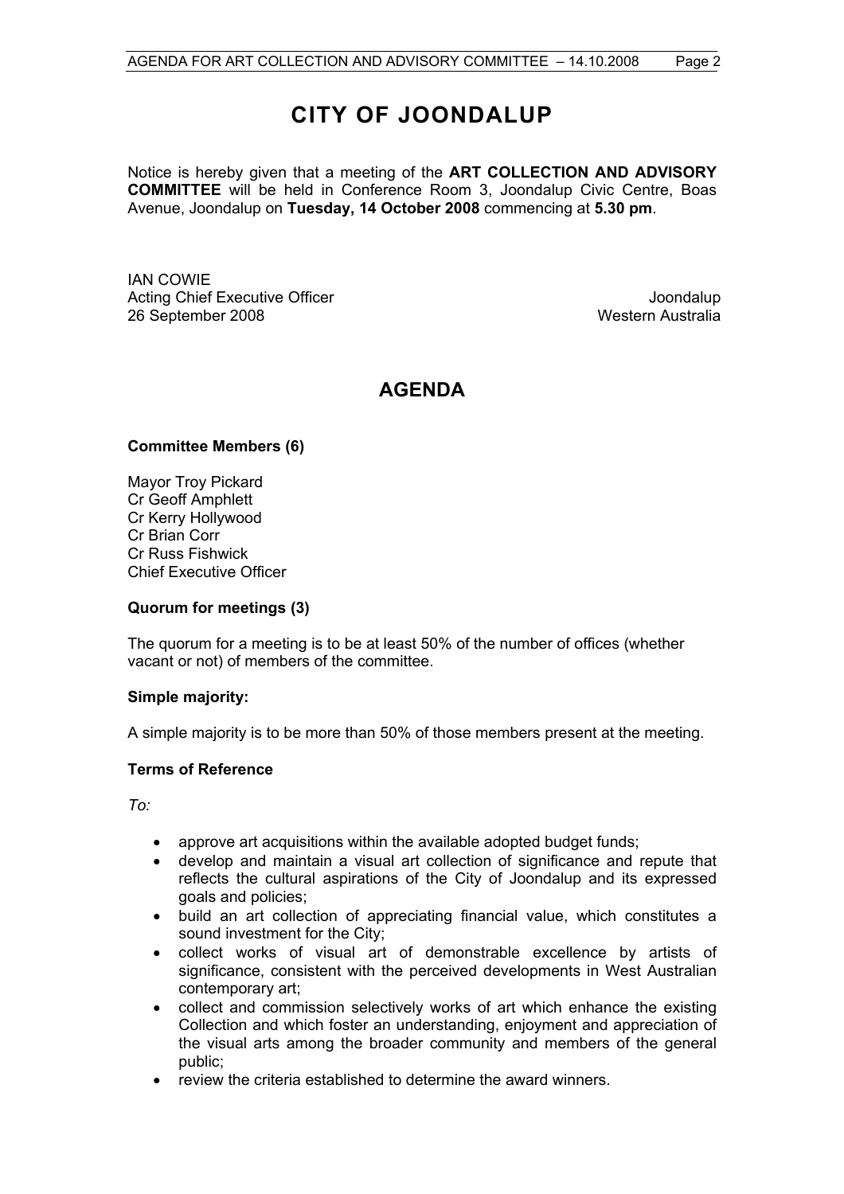# CITY OF JOONDALUP

Notice is hereby given that a meeting of the **ART COLLECTION AND ADVISORY COMMITTEE** will be held in Conference Room 3, Joondalup Civic Centre, Boas Avenue, Joondalup on **Tuesday, 14 October 2008** commencing at **5.30 pm**.

IAN COWIE
Acting Chief Executive Officer
26 September 2008

Joondalup
Western Australia

## AGENDA

**Committee Members (6)**

Mayor Troy Pickard
Cr Geoff Amphlett
Cr Kerry Hollywood
Cr Brian Corr
Cr Russ Fishwick
Chief Executive Officer

**Quorum for meetings (3)**

The quorum for a meeting is to be at least 50% of the number of offices (whether vacant or not) of members of the committee.

**Simple majority:**

A simple majority is to be more than 50% of those members present at the meeting.

**Terms of Reference**

*To:*

- approve art acquisitions within the available adopted budget funds;
- develop and maintain a visual art collection of significance and repute that reflects the cultural aspirations of the City of Joondalup and its expressed goals and policies;
- build an art collection of appreciating financial value, which constitutes a sound investment for the City;
- collect works of visual art of demonstrable excellence by artists of significance, consistent with the perceived developments in West Australian contemporary art;
- collect and commission selectively works of art which enhance the existing Collection and which foster an understanding, enjoyment and appreciation of the visual arts among the broader community and members of the general public;
- review the criteria established to determine the award winners.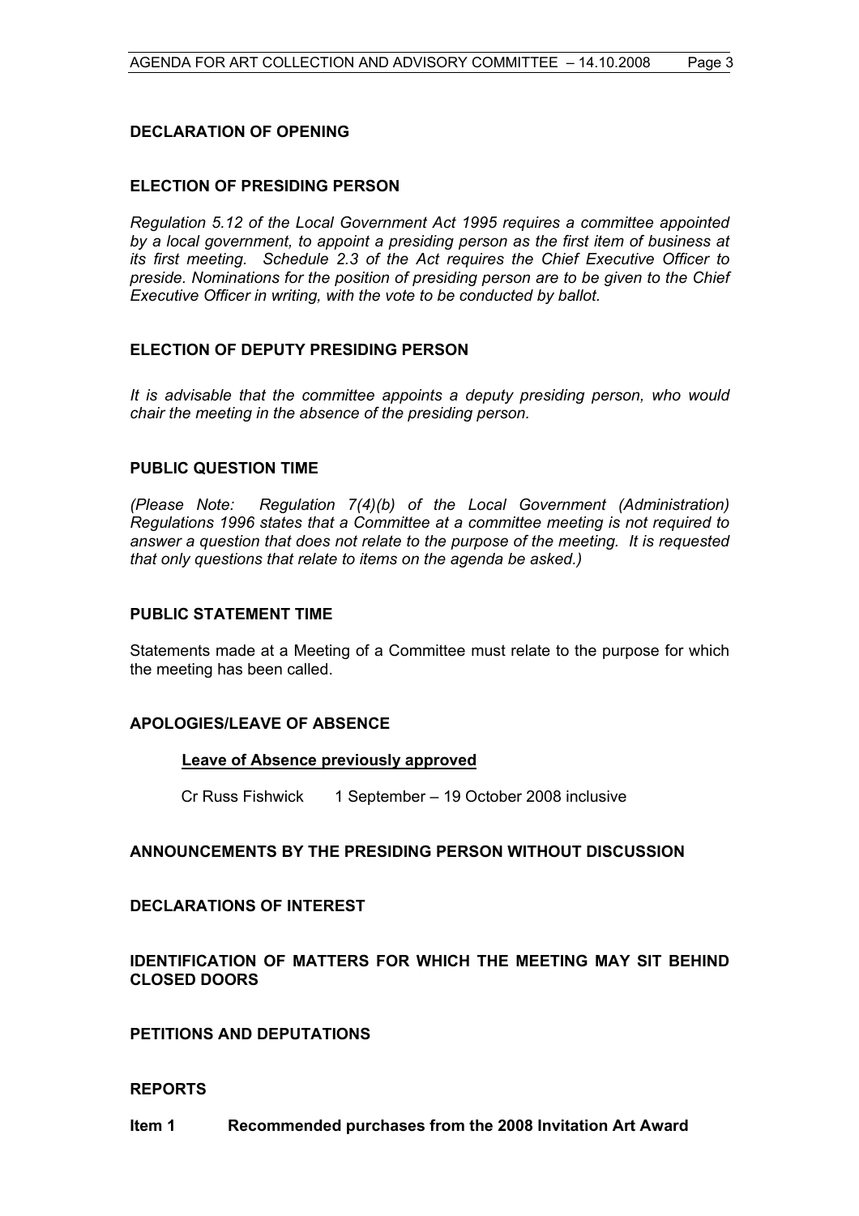## DECLARATION OF OPENING

## ELECTION OF PRESIDING PERSON

*Regulation 5.12 of the Local Government Act 1995 requires a committee appointed by a local government, to appoint a presiding person as the first item of business at its first meeting. Schedule 2.3 of the Act requires the Chief Executive Officer to preside. Nominations for the position of presiding person are to be given to the Chief Executive Officer in writing, with the vote to be conducted by ballot.*

## ELECTION OF DEPUTY PRESIDING PERSON

*It is advisable that the committee appoints a deputy presiding person, who would chair the meeting in the absence of the presiding person.*

## PUBLIC QUESTION TIME

*(Please Note: Regulation 7(4)(b) of the Local Government (Administration) Regulations 1996 states that a Committee at a committee meeting is not required to answer a question that does not relate to the purpose of the meeting. It is requested that only questions that relate to items on the agenda be asked.)*

## PUBLIC STATEMENT TIME

Statements made at a Meeting of a Committee must relate to the purpose for which the meeting has been called.

## APOLOGIES/LEAVE OF ABSENCE

**Leave of Absence previously approved**

Cr Russ Fishwick 1 September – 19 October 2008 inclusive

## ANNOUNCEMENTS BY THE PRESIDING PERSON WITHOUT DISCUSSION

## DECLARATIONS OF INTEREST

## IDENTIFICATION OF MATTERS FOR WHICH THE MEETING MAY SIT BEHIND CLOSED DOORS

## PETITIONS AND DEPUTATIONS

## REPORTS

**Item 1 Recommended purchases from the 2008 Invitation Art Award**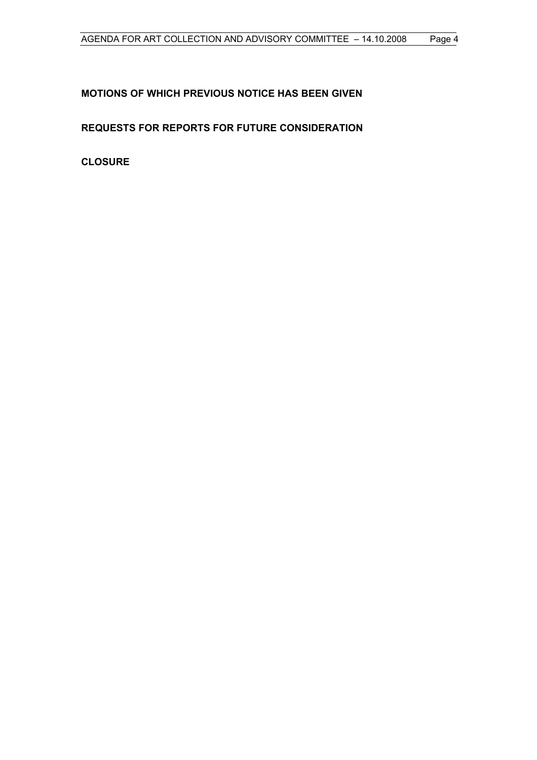**MOTIONS OF WHICH PREVIOUS NOTICE HAS BEEN GIVEN**

**REQUESTS FOR REPORTS FOR FUTURE CONSIDERATION**

**CLOSURE**